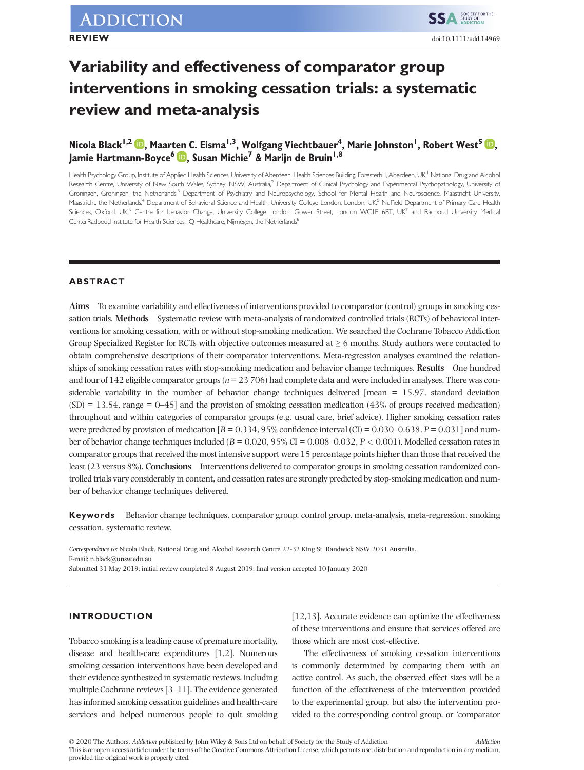ADDICTION

REVIEW

doi:10.1111/add.14969

# Variability and effectiveness of comparator group interventions in smoking cessation trials: a systematic review and meta-analysis

**Nicola Black[1,2], Maarten C. Eisma[1,3], Wolfgang Viechtbauer[4], Marie Johnston[1], Robert West[5], Jamie Hartmann-Boyce[6], Susan Michie[7] & Marijn de Bruin[1,8]**

Health Psychology Group, Institute of Applied Health Sciences, University of Aberdeen, Health Sciences Building, Foresterhill, Aberdeen, UK,[1] National Drug and Alcohol Research Centre, University of New South Wales, Sydney, NSW, Australia,[2] Department of Clinical Psychology and Experimental Psychopathology, University of Groningen, Groningen, the Netherlands,[3] Department of Psychiatry and Neuropsychology, School for Mental Health and Neuroscience, Maastricht University, Maastricht, the Netherlands,[4] Department of Behavioral Science and Health, University College London, London, UK,[5] Nuffield Department of Primary Care Health Sciences, Oxford, UK,[6] Centre for behavior Change, University College London, Gower Street, London WC1E 6BT, UK[7] and Radboud University Medical CenterRadboud Institute for Health Sciences, IQ Healthcare, Nijmegen, the Netherlands[8]

## ABSTRACT

**Aims** To examine variability and effectiveness of interventions provided to comparator (control) groups in smoking cessation trials. **Methods** Systematic review with meta-analysis of randomized controlled trials (RCTs) of behavioral interventions for smoking cessation, with or without stop-smoking medication. We searched the Cochrane Tobacco Addiction Group Specialized Register for RCTs with objective outcomes measured at ≥ 6 months. Study authors were contacted to obtain comprehensive descriptions of their comparator interventions. Meta-regression analyses examined the relationships of smoking cessation rates with stop-smoking medication and behavior change techniques. **Results** One hundred and four of 142 eligible comparator groups ($n = 23\,706$) had complete data and were included in analyses. There was considerable variability in the number of behavior change techniques delivered [mean = 15.97, standard deviation (SD) = 13.54, range = 0–45] and the provision of smoking cessation medication (43% of groups received medication) throughout and within categories of comparator groups (e.g. usual care, brief advice). Higher smoking cessation rates were predicted by provision of medication [$B = 0.334$, 95% confidence interval (CI) = 0.030–0.638, $P = 0.031$] and number of behavior change techniques included ($B = 0.020$, 95% CI = 0.008–0.032, $P < 0.001$). Modelled cessation rates in comparator groups that received the most intensive support were 15 percentage points higher than those that received the least (23 versus 8%). **Conclusions** Interventions delivered to comparator groups in smoking cessation randomized controlled trials vary considerably in content, and cessation rates are strongly predicted by stop-smoking medication and number of behavior change techniques delivered.

**Keywords** Behavior change techniques, comparator group, control group, meta-analysis, meta-regression, smoking cessation, systematic review.

*Correspondence to:* Nicola Black, National Drug and Alcohol Research Centre 22-32 King St, Randwick NSW 2031 Australia.
E-mail: n.black@unsw.edu.au
Submitted 31 May 2019; initial review completed 8 August 2019; final version accepted 10 January 2020

## INTRODUCTION

Tobacco smoking is a leading cause of premature mortality, disease and health-care expenditures [1,2]. Numerous smoking cessation interventions have been developed and their evidence synthesized in systematic reviews, including multiple Cochrane reviews [3–11]. The evidence generated has informed smoking cessation guidelines and health-care services and helped numerous people to quit smoking [12,13]. Accurate evidence can optimize the effectiveness of these interventions and ensure that services offered are those which are most cost-effective.

The effectiveness of smoking cessation interventions is commonly determined by comparing them with an active control. As such, the observed effect sizes will be a function of the effectiveness of the intervention provided to the experimental group, but also the intervention provided to the corresponding control group, or 'comparator

© 2020 The Authors. *Addiction* published by John Wiley & Sons Ltd on behalf of Society for the Study of Addiction
This is an open access article under the terms of the Creative Commons Attribution License, which permits use, distribution and reproduction in any medium, provided the original work is properly cited.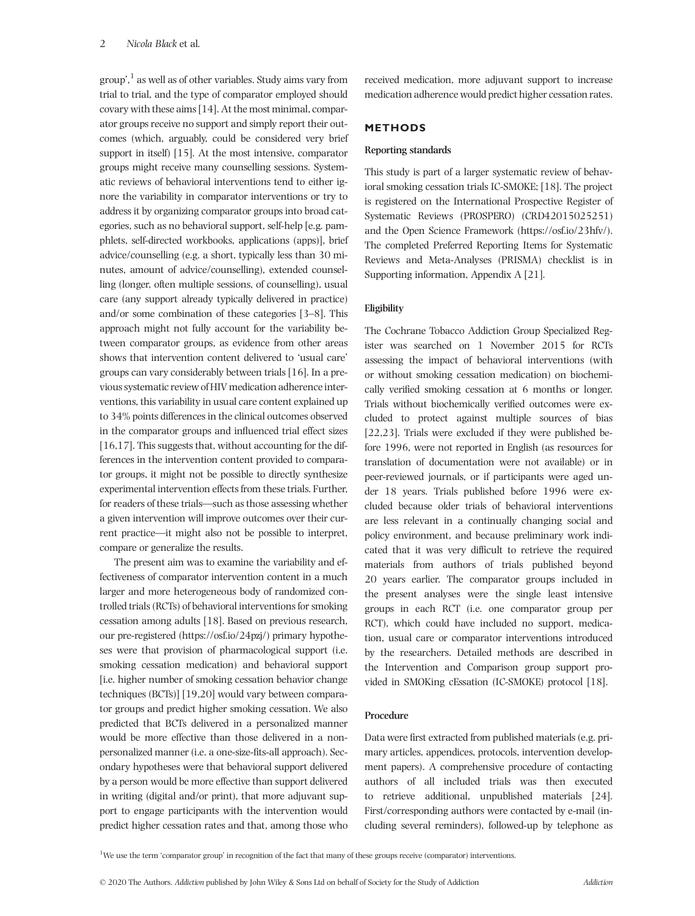group',[1] as well as of other variables. Study aims vary from trial to trial, and the type of comparator employed should covary with these aims [14]. At the most minimal, comparator groups receive no support and simply report their outcomes (which, arguably, could be considered very brief support in itself) [15]. At the most intensive, comparator groups might receive many counselling sessions. Systematic reviews of behavioral interventions tend to either ignore the variability in comparator interventions or try to address it by organizing comparator groups into broad categories, such as no behavioral support, self-help [e.g. pamphlets, self-directed workbooks, applications (apps)], brief advice/counselling (e.g. a short, typically less than 30 minutes, amount of advice/counselling), extended counselling (longer, often multiple sessions, of counselling), usual care (any support already typically delivered in practice) and/or some combination of these categories [3–8]. This approach might not fully account for the variability between comparator groups, as evidence from other areas shows that intervention content delivered to 'usual care' groups can vary considerably between trials [16]. In a previous systematic review of HIV medication adherence interventions, this variability in usual care content explained up to 34% points differences in the clinical outcomes observed in the comparator groups and influenced trial effect sizes [16,17]. This suggests that, without accounting for the differences in the intervention content provided to comparator groups, it might not be possible to directly synthesize experimental intervention effects from these trials. Further, for readers of these trials—such as those assessing whether a given intervention will improve outcomes over their current practice—it might also not be possible to interpret, compare or generalize the results.

The present aim was to examine the variability and effectiveness of comparator intervention content in a much larger and more heterogeneous body of randomized controlled trials (RCTs) of behavioral interventions for smoking cessation among adults [18]. Based on previous research, our pre-registered (https://osf.io/24pzj/) primary hypotheses were that provision of pharmacological support (i.e. smoking cessation medication) and behavioral support [i.e. higher number of smoking cessation behavior change techniques (BCTs)] [19,20] would vary between comparator groups and predict higher smoking cessation. We also predicted that BCTs delivered in a personalized manner would be more effective than those delivered in a non-personalized manner (i.e. a one-size-fits-all approach). Secondary hypotheses were that behavioral support delivered by a person would be more effective than support delivered in writing (digital and/or print), that more adjuvant support to engage participants with the intervention would predict higher cessation rates and that, among those who received medication, more adjuvant support to increase medication adherence would predict higher cessation rates.

## METHODS

### Reporting standards

This study is part of a larger systematic review of behavioral smoking cessation trials IC-SMOKE; [18]. The project is registered on the International Prospective Register of Systematic Reviews (PROSPERO) (CRD42015025251) and the Open Science Framework (https://osf.io/23hfv/). The completed Preferred Reporting Items for Systematic Reviews and Meta-Analyses (PRISMA) checklist is in Supporting information, Appendix A [21].

### Eligibility

The Cochrane Tobacco Addiction Group Specialized Register was searched on 1 November 2015 for RCTs assessing the impact of behavioral interventions (with or without smoking cessation medication) on biochemically verified smoking cessation at 6 months or longer. Trials without biochemically verified outcomes were excluded to protect against multiple sources of bias [22,23]. Trials were excluded if they were published before 1996, were not reported in English (as resources for translation of documentation were not available) or in peer-reviewed journals, or if participants were aged under 18 years. Trials published before 1996 were excluded because older trials of behavioral interventions are less relevant in a continually changing social and policy environment, and because preliminary work indicated that it was very difficult to retrieve the required materials from authors of trials published beyond 20 years earlier. The comparator groups included in the present analyses were the single least intensive groups in each RCT (i.e. one comparator group per RCT), which could have included no support, medication, usual care or comparator interventions introduced by the researchers. Detailed methods are described in the Intervention and Comparison group support provided in SMOKing cEssation (IC-SMOKE) protocol [18].

### Procedure

Data were first extracted from published materials (e.g. primary articles, appendices, protocols, intervention development papers). A comprehensive procedure of contacting authors of all included trials was then executed to retrieve additional, unpublished materials [24]. First/corresponding authors were contacted by e-mail (including several reminders), followed-up by telephone as

[1]We use the term 'comparator group' in recognition of the fact that many of these groups receive (comparator) interventions.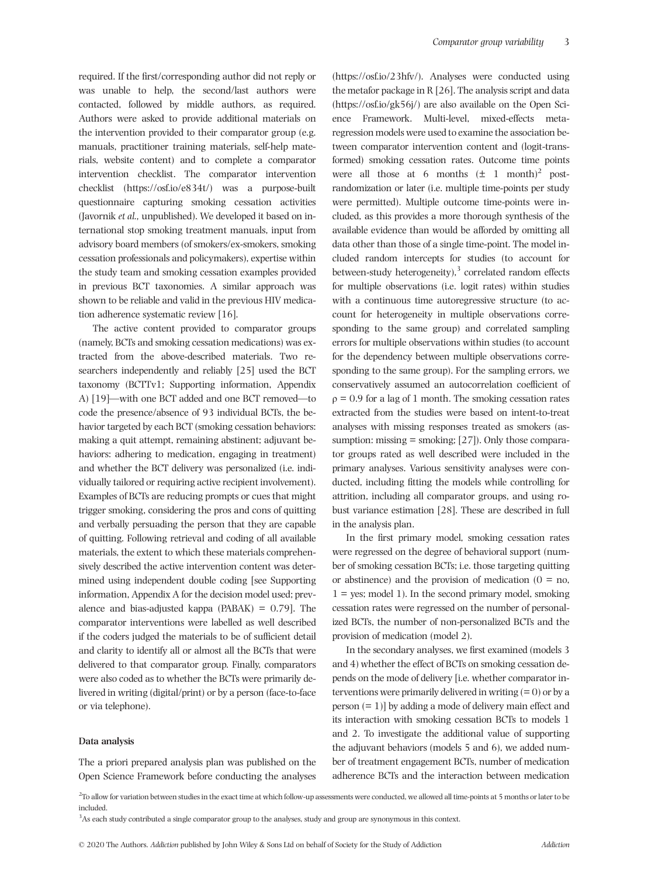required. If the first/corresponding author did not reply or was unable to help, the second/last authors were contacted, followed by middle authors, as required. Authors were asked to provide additional materials on the intervention provided to their comparator group (e.g. manuals, practitioner training materials, self-help materials, website content) and to complete a comparator intervention checklist. The comparator intervention checklist (https://osf.io/e834t/) was a purpose-built questionnaire capturing smoking cessation activities (Javornik *et al.*, unpublished). We developed it based on international stop smoking treatment manuals, input from advisory board members (of smokers/ex-smokers, smoking cessation professionals and policymakers), expertise within the study team and smoking cessation examples provided in previous BCT taxonomies. A similar approach was shown to be reliable and valid in the previous HIV medication adherence systematic review [16].

The active content provided to comparator groups (namely, BCTs and smoking cessation medications) was extracted from the above-described materials. Two researchers independently and reliably [25] used the BCT taxonomy (BCTTv1; Supporting information, Appendix A) [19]—with one BCT added and one BCT removed—to code the presence/absence of 93 individual BCTs, the behavior targeted by each BCT (smoking cessation behaviors: making a quit attempt, remaining abstinent; adjuvant behaviors: adhering to medication, engaging in treatment) and whether the BCT delivery was personalized (i.e. individually tailored or requiring active recipient involvement). Examples of BCTs are reducing prompts or cues that might trigger smoking, considering the pros and cons of quitting and verbally persuading the person that they are capable of quitting. Following retrieval and coding of all available materials, the extent to which these materials comprehensively described the active intervention content was determined using independent double coding [see Supporting information, Appendix A for the decision model used; prevalence and bias-adjusted kappa (PABAK) = 0.79]. The comparator interventions were labelled as well described if the coders judged the materials to be of sufficient detail and clarity to identify all or almost all the BCTs that were delivered to that comparator group. Finally, comparators were also coded as to whether the BCTs were primarily delivered in writing (digital/print) or by a person (face-to-face or via telephone).

#### Data analysis

The a priori prepared analysis plan was published on the Open Science Framework before conducting the analyses (https://osf.io/23hfv/). Analyses were conducted using the metafor package in R [26]. The analysis script and data (https://osf.io/gk56j/) are also available on the Open Science Framework. Multi-level, mixed-effects meta-regression models were used to examine the association between comparator intervention content and (logit-transformed) smoking cessation rates. Outcome time points were all those at 6 months ($\pm$ 1 month)[2] post-randomization or later (i.e. multiple time-points per study were permitted). Multiple outcome time-points were included, as this provides a more thorough synthesis of the available evidence than would be afforded by omitting all data other than those of a single time-point. The model included random intercepts for studies (to account for between-study heterogeneity),[3] correlated random effects for multiple observations (i.e. logit rates) within studies with a continuous time autoregressive structure (to account for heterogeneity in multiple observations corresponding to the same group) and correlated sampling errors for multiple observations within studies (to account for the dependency between multiple observations corresponding to the same group). For the sampling errors, we conservatively assumed an autocorrelation coefficient of $\rho = 0.9$ for a lag of 1 month. The smoking cessation rates extracted from the studies were based on intent-to-treat analyses with missing responses treated as smokers (assumption: missing = smoking; [27]). Only those comparator groups rated as well described were included in the primary analyses. Various sensitivity analyses were conducted, including fitting the models while controlling for attrition, including all comparator groups, and using robust variance estimation [28]. These are described in full in the analysis plan.

In the first primary model, smoking cessation rates were regressed on the degree of behavioral support (number of smoking cessation BCTs; i.e. those targeting quitting or abstinence) and the provision of medication (0 = no, 1 = yes; model 1). In the second primary model, smoking cessation rates were regressed on the number of personalized BCTs, the number of non-personalized BCTs and the provision of medication (model 2).

In the secondary analyses, we first examined (models 3 and 4) whether the effect of BCTs on smoking cessation depends on the mode of delivery [i.e. whether comparator interventions were primarily delivered in writing (= 0) or by a person (= 1)] by adding a mode of delivery main effect and its interaction with smoking cessation BCTs to models 1 and 2. To investigate the additional value of supporting the adjuvant behaviors (models 5 and 6), we added number of treatment engagement BCTs, number of medication adherence BCTs and the interaction between medication

[2] To allow for variation between studies in the exact time at which follow-up assessments were conducted, we allowed all time-points at 5 months or later to be included.

[3] As each study contributed a single comparator group to the analyses, study and group are synonymous in this context.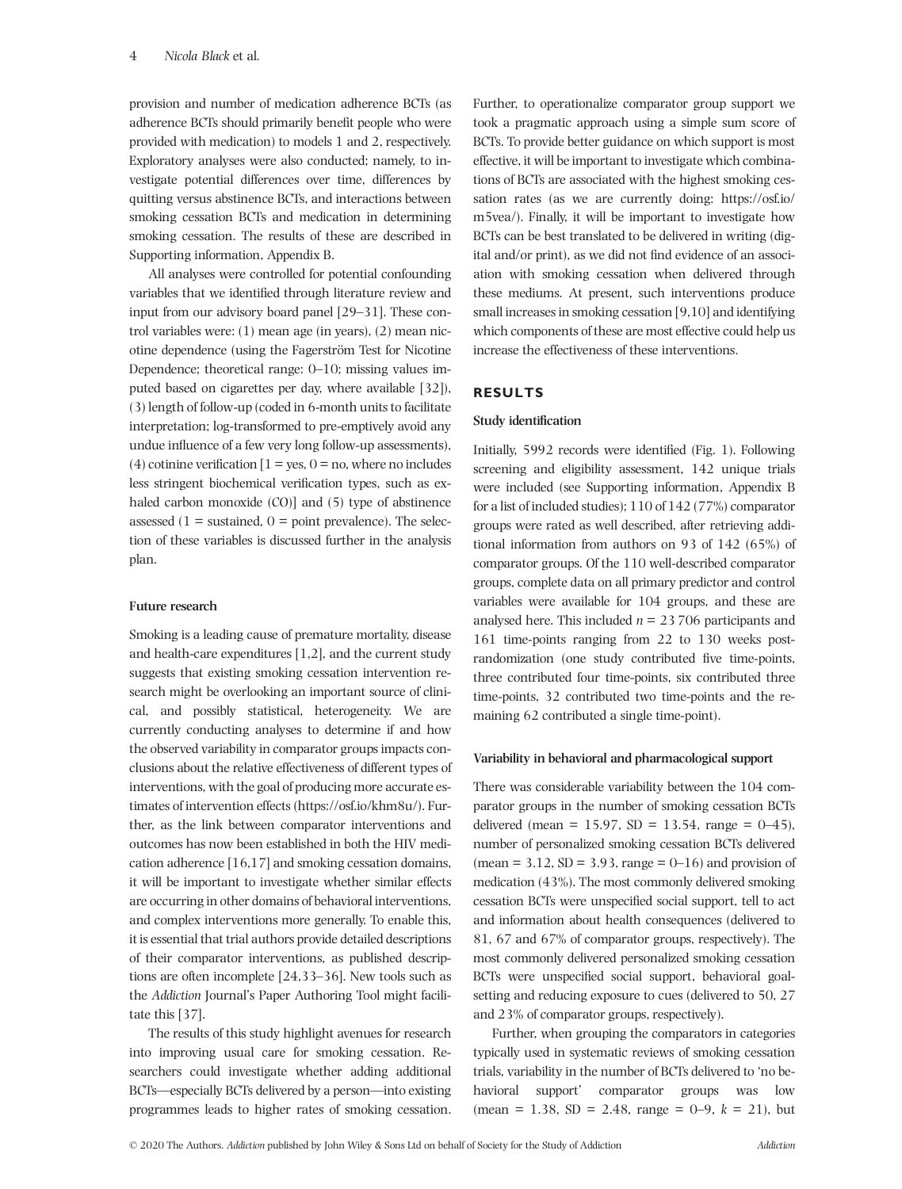provision and number of medication adherence BCTs (as adherence BCTs should primarily benefit people who were provided with medication) to models 1 and 2, respectively. Exploratory analyses were also conducted; namely, to investigate potential differences over time, differences by quitting versus abstinence BCTs, and interactions between smoking cessation BCTs and medication in determining smoking cessation. The results of these are described in Supporting information, Appendix B.

All analyses were controlled for potential confounding variables that we identified through literature review and input from our advisory board panel [29–31]. These control variables were: (1) mean age (in years), (2) mean nicotine dependence (using the Fagerström Test for Nicotine Dependence; theoretical range: 0–10; missing values imputed based on cigarettes per day, where available [32]), (3) length of follow-up (coded in 6-month units to facilitate interpretation; log-transformed to pre-emptively avoid any undue influence of a few very long follow-up assessments), (4) cotinine verification [1 = yes, 0 = no, where no includes less stringent biochemical verification types, such as exhaled carbon monoxide (CO)] and (5) type of abstinence assessed (1 = sustained, 0 = point prevalence). The selection of these variables is discussed further in the analysis plan.

### Future research

Smoking is a leading cause of premature mortality, disease and health-care expenditures [1,2], and the current study suggests that existing smoking cessation intervention research might be overlooking an important source of clinical, and possibly statistical, heterogeneity. We are currently conducting analyses to determine if and how the observed variability in comparator groups impacts conclusions about the relative effectiveness of different types of interventions, with the goal of producing more accurate estimates of intervention effects (https://osf.io/khm8u/). Further, as the link between comparator interventions and outcomes has now been established in both the HIV medication adherence [16,17] and smoking cessation domains, it will be important to investigate whether similar effects are occurring in other domains of behavioral interventions, and complex interventions more generally. To enable this, it is essential that trial authors provide detailed descriptions of their comparator interventions, as published descriptions are often incomplete [24,33–36]. New tools such as the *Addiction* Journal's Paper Authoring Tool might facilitate this [37].

The results of this study highlight avenues for research into improving usual care for smoking cessation. Researchers could investigate whether adding additional BCTs—especially BCTs delivered by a person—into existing programmes leads to higher rates of smoking cessation. Further, to operationalize comparator group support we took a pragmatic approach using a simple sum score of BCTs. To provide better guidance on which support is most effective, it will be important to investigate which combinations of BCTs are associated with the highest smoking cessation rates (as we are currently doing: https://osf.io/m5vea/). Finally, it will be important to investigate how BCTs can be best translated to be delivered in writing (digital and/or print), as we did not find evidence of an association with smoking cessation when delivered through these mediums. At present, such interventions produce small increases in smoking cessation [9,10] and identifying which components of these are most effective could help us increase the effectiveness of these interventions.

## RESULTS

### Study identification

Initially, 5992 records were identified (Fig. 1). Following screening and eligibility assessment, 142 unique trials were included (see Supporting information, Appendix B for a list of included studies); 110 of 142 (77%) comparator groups were rated as well described, after retrieving additional information from authors on 93 of 142 (65%) of comparator groups. Of the 110 well-described comparator groups, complete data on all primary predictor and control variables were available for 104 groups, and these are analysed here. This included $n = 23\,706$ participants and 161 time-points ranging from 22 to 130 weeks post-randomization (one study contributed five time-points, three contributed four time-points, six contributed three time-points, 32 contributed two time-points and the remaining 62 contributed a single time-point).

### Variability in behavioral and pharmacological support

There was considerable variability between the 104 comparator groups in the number of smoking cessation BCTs delivered (mean = 15.97, SD = 13.54, range = 0–45), number of personalized smoking cessation BCTs delivered (mean = 3.12, SD = 3.93, range = 0–16) and provision of medication (43%). The most commonly delivered smoking cessation BCTs were unspecified social support, tell to act and information about health consequences (delivered to 81, 67 and 67% of comparator groups, respectively). The most commonly delivered personalized smoking cessation BCTs were unspecified social support, behavioral goal-setting and reducing exposure to cues (delivered to 50, 27 and 23% of comparator groups, respectively).

Further, when grouping the comparators in categories typically used in systematic reviews of smoking cessation trials, variability in the number of BCTs delivered to 'no behavioral support' comparator groups was low (mean = 1.38, SD = 2.48, range = 0–9, $k = 21$), but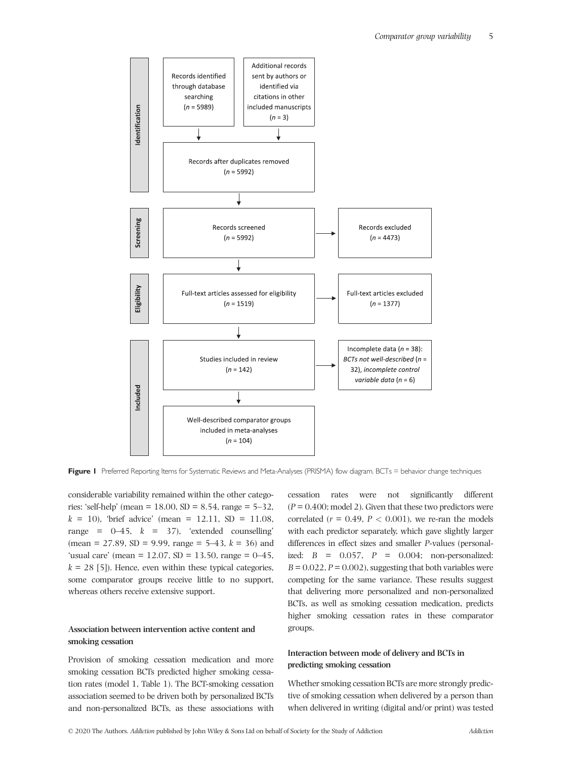Identification

Records identified through database searching ($n$ = 5989)

Additional records sent by authors or identified via citations in other included manuscripts ($n$ = 3)

Records after duplicates removed ($n$ = 5992)

Screening

Records screened ($n$ = 5992)

Records excluded ($n$ = 4473)

Eligibility

Full-text articles assessed for eligibility ($n$ = 1519)

Full-text articles excluded ($n$ = 1377)

Included

Studies included in review ($n$ = 142)

Incomplete data ($n$ = 38): *BCTs not well-described* ($n$ = 32), *incomplete control variable data* ($n$ = 6)

Well-described comparator groups included in meta-analyses ($n$ = 104)

**Figure 1** Preferred Reporting Items for Systematic Reviews and Meta-Analyses (PRISMA) flow diagram. BCTs = behavior change techniques

considerable variability remained within the other categories: 'self-help' (mean = 18.00, SD = 8.54, range = 5–32, $k$ = 10), 'brief advice' (mean = 12.11, SD = 11.08, range = 0–45, $k$ = 37), 'extended counselling' (mean = 27.89, SD = 9.99, range = 5–43, $k$ = 36) and 'usual care' (mean = 12.07, SD = 13.50, range = 0–45, $k$ = 28 [5]). Hence, even within these typical categories, some comparator groups receive little to no support, whereas others receive extensive support.

### Association between intervention active content and smoking cessation

Provision of smoking cessation medication and more smoking cessation BCTs predicted higher smoking cessation rates (model 1, Table 1). The BCT-smoking cessation association seemed to be driven both by personalized BCTs and non-personalized BCTs, as these associations with cessation rates were not significantly different ($P = 0.400$; model 2). Given that these two predictors were correlated ($r = 0.49$, $P < 0.001$), we re-ran the models with each predictor separately, which gave slightly larger differences in effect sizes and smaller $P$-values (personalized: $B = 0.057$, $P = 0.004$; non-personalized: $B = 0.022$, $P = 0.002$), suggesting that both variables were competing for the same variance. These results suggest that delivering more personalized and non-personalized BCTs, as well as smoking cessation medication, predicts higher smoking cessation rates in these comparator groups.

### Interaction between mode of delivery and BCTs in predicting smoking cessation

Whether smoking cessation BCTs are more strongly predictive of smoking cessation when delivered by a person than when delivered in writing (digital and/or print) was tested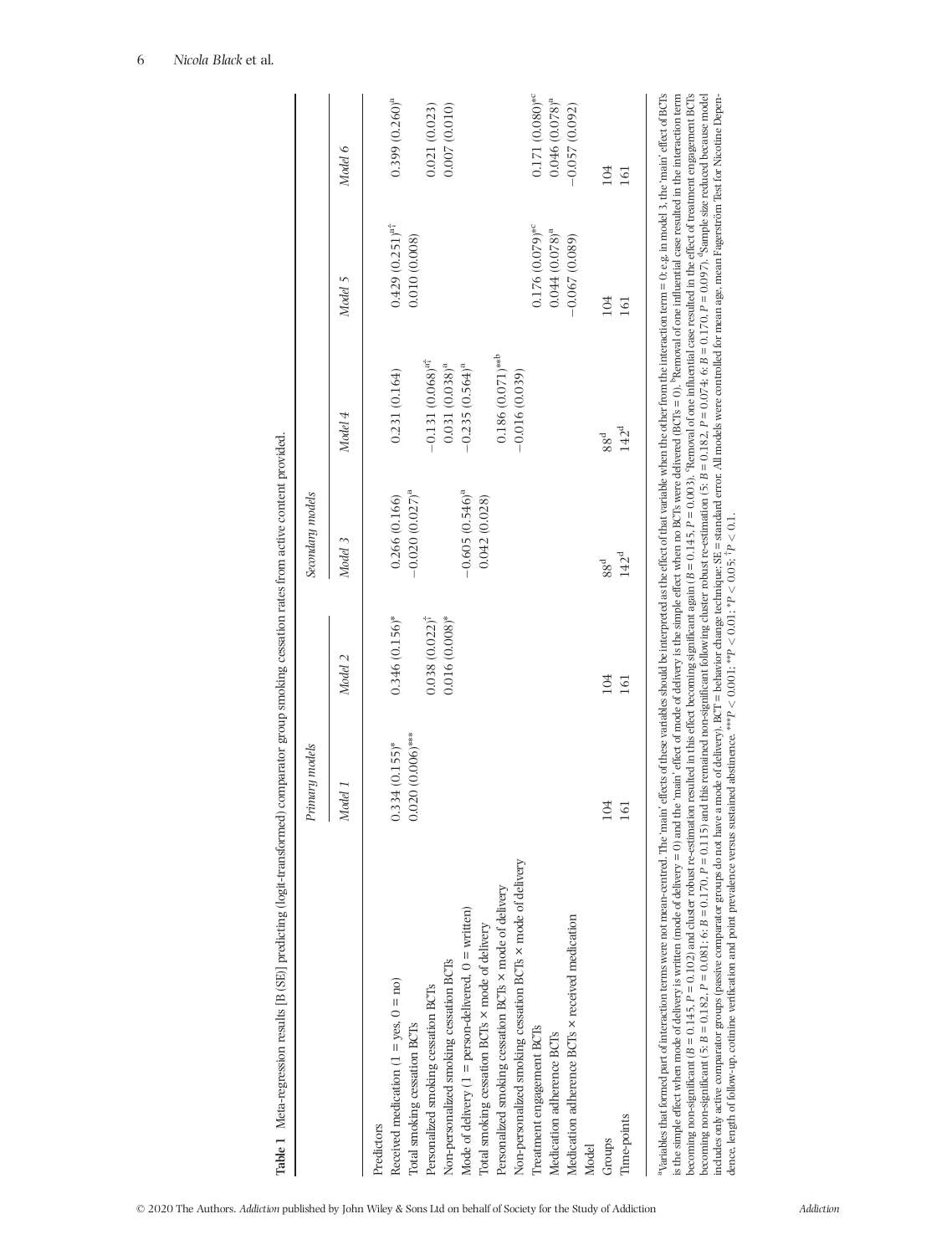**Table 1** Meta-regression results [B (SE)] predicting (logit-transformed) comparator group smoking cessation rates from active content provided.

| | Primary models | | Secondary models | | | |
|---|---|---|---|---|---|---|
| | Model 1 | Model 2 | Model 3 | Model 4 | Model 5 | Model 6 |
| Predictors | | | | | | |
| Received medication (1 = yes, 0 = no) | 0.334 (0.155)* | 0.346 (0.156)* | 0.266 (0.166) | 0.231 (0.164) | 0.429 (0.251)[a†] | 0.399 (0.260)[a] |
| Total smoking cessation BCTs | 0.020 (0.006)*** | | −0.020 (0.027)[a] | | 0.010 (0.008) | |
| Personalized smoking cessation BCTs | | 0.038 (0.022)[†] | | −0.131 (0.068)[a†] | | 0.021 (0.023) |
| Non-personalized smoking cessation BCTs | | 0.016 (0.008)* | | 0.031 (0.038)[a] | | 0.007 (0.010) |
| Mode of delivery (1 = person-delivered, 0 = written) | | | −0.605 (0.546)[a] | −0.235 (0.564)[a] | | |
| Total smoking cessation BCTs × mode of delivery | | | 0.042 (0.028) | | | |
| Personalized smoking cessation BCTs × mode of delivery | | | | 0.186 (0.071)**[b] | | |
| Non-personalized smoking cessation BCTs × mode of delivery | | | | −0.016 (0.039) | | |
| Treatment engagement BCTs | | | | | 0.176 (0.079)*[c] | 0.171 (0.080)*[c] |
| Medication adherence BCTs | | | | | 0.044 (0.078)[a] | 0.046 (0.078)[a] |
| Medication adherence BCTs × received medication | | | | | −0.067 (0.089) | −0.057 (0.092) |
| Model | | | | | | |
| Groups | 104 | 104 | 88[d] | 88[d] | 104 | 104 |
| Time-points | 161 | 161 | 142[d] | 142[d] | 161 | 161 |

[a]Variables that formed part of interaction terms were not mean-centred. The 'main' effects of these variables should be interpreted as the effect of that variable when the other from the interaction term = 0; e.g. in model 3, the 'main' effect of BCTs is the simple effect when mode of delivery is written (mode of delivery = 0) and the 'main' effect of mode of delivery is the simple effect when no BCTs were delivered (BCTs = 0). [b]Removal of one influential case resulted in the interaction term becoming non-significant ($B = 0.145$, $P = 0.102$) and cluster robust re-estimation resulted in this effect becoming significant again ($B = 0.145$, $P = 0.003$). [c]Removal of one influential case resulted in the effect of treatment engagement BCTs becoming non-significant (5: $B = 0.182$, $P = 0.081$; 6: $B = 0.170$, $P = 0.115$) and this remained non-significant following cluster robust re-estimation (5: $B = 0.182$, $P = 0.074$; 6: $B = 0.170$, $P = 0.097$). [d]Sample size reduced because model includes only active comparator groups (passive comparator groups do not have a mode of delivery). BCT = behavior change technique; SE = standard error. All models were controlled for mean age, mean Fagerström Test for Nicotine Dependence, length of follow-up, cotinine verification and point prevalence versus sustained abstinence. ***$P < 0.001$; **$P < 0.01$; *$P < 0.05$; †$P < 0.1$.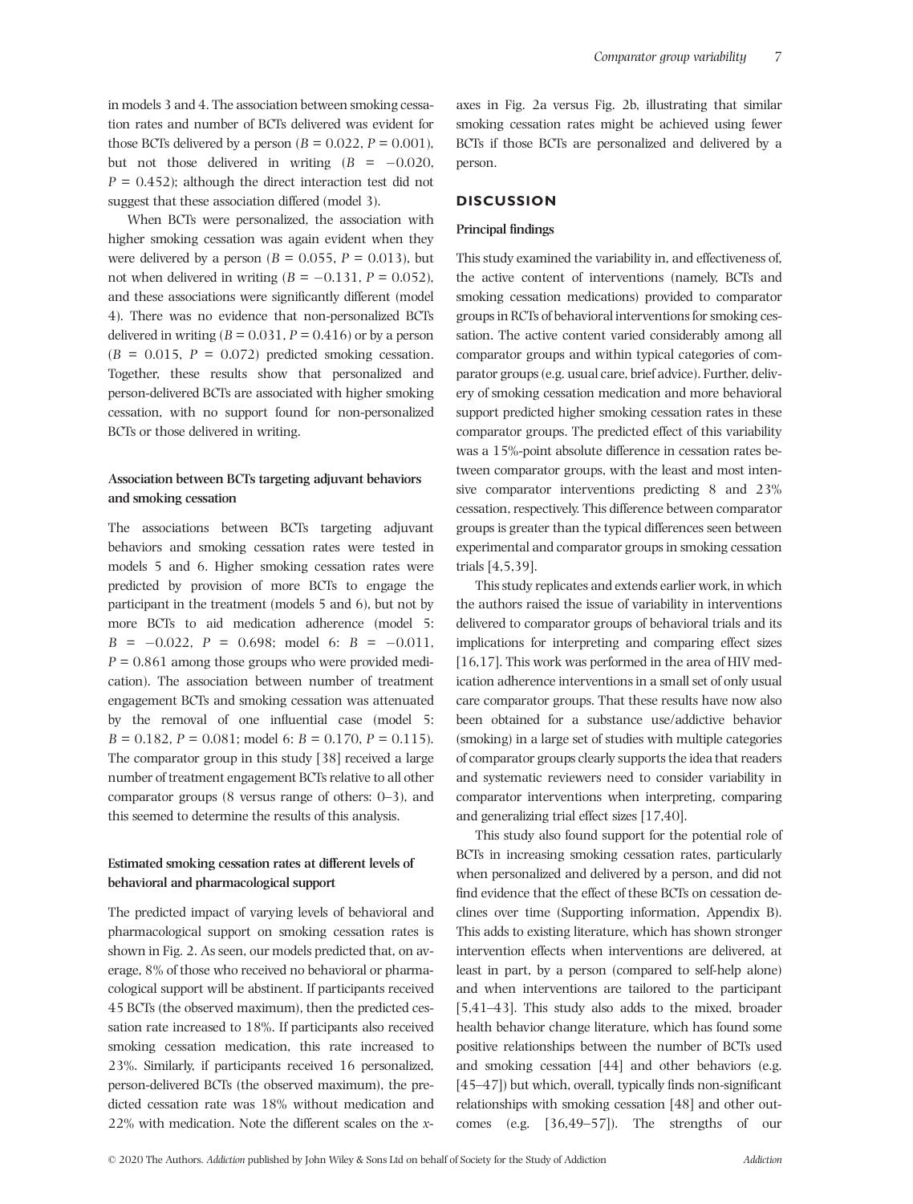in models 3 and 4. The association between smoking cessation rates and number of BCTs delivered was evident for those BCTs delivered by a person ($B = 0.022$, $P = 0.001$), but not those delivered in writing ($B = -0.020$, $P = 0.452$); although the direct interaction test did not suggest that these association differed (model 3).

When BCTs were personalized, the association with higher smoking cessation was again evident when they were delivered by a person ($B = 0.055$, $P = 0.013$), but not when delivered in writing ($B = -0.131$, $P = 0.052$), and these associations were significantly different (model 4). There was no evidence that non-personalized BCTs delivered in writing ($B = 0.031$, $P = 0.416$) or by a person ($B = 0.015$, $P = 0.072$) predicted smoking cessation. Together, these results show that personalized and person-delivered BCTs are associated with higher smoking cessation, with no support found for non-personalized BCTs or those delivered in writing.

### Association between BCTs targeting adjuvant behaviors and smoking cessation

The associations between BCTs targeting adjuvant behaviors and smoking cessation rates were tested in models 5 and 6. Higher smoking cessation rates were predicted by provision of more BCTs to engage the participant in the treatment (models 5 and 6), but not by more BCTs to aid medication adherence (model 5: $B = -0.022$, $P = 0.698$; model 6: $B = -0.011$, $P = 0.861$ among those groups who were provided medication). The association between number of treatment engagement BCTs and smoking cessation was attenuated by the removal of one influential case (model 5: $B = 0.182$, $P = 0.081$; model 6: $B = 0.170$, $P = 0.115$). The comparator group in this study [38] received a large number of treatment engagement BCTs relative to all other comparator groups (8 versus range of others: 0–3), and this seemed to determine the results of this analysis.

### Estimated smoking cessation rates at different levels of behavioral and pharmacological support

The predicted impact of varying levels of behavioral and pharmacological support on smoking cessation rates is shown in Fig. 2. As seen, our models predicted that, on average, 8% of those who received no behavioral or pharmacological support will be abstinent. If participants received 45 BCTs (the observed maximum), then the predicted cessation rate increased to 18%. If participants also received smoking cessation medication, this rate increased to 23%. Similarly, if participants received 16 personalized, person-delivered BCTs (the observed maximum), the predicted cessation rate was 18% without medication and 22% with medication. Note the different scales on the *x*-axes in Fig. 2a versus Fig. 2b, illustrating that similar smoking cessation rates might be achieved using fewer BCTs if those BCTs are personalized and delivered by a person.

## DISCUSSION

### Principal findings

This study examined the variability in, and effectiveness of, the active content of interventions (namely, BCTs and smoking cessation medications) provided to comparator groups in RCTs of behavioral interventions for smoking cessation. The active content varied considerably among all comparator groups and within typical categories of comparator groups (e.g. usual care, brief advice). Further, delivery of smoking cessation medication and more behavioral support predicted higher smoking cessation rates in these comparator groups. The predicted effect of this variability was a 15%-point absolute difference in cessation rates between comparator groups, with the least and most intensive comparator interventions predicting 8 and 23% cessation, respectively. This difference between comparator groups is greater than the typical differences seen between experimental and comparator groups in smoking cessation trials [4,5,39].

This study replicates and extends earlier work, in which the authors raised the issue of variability in interventions delivered to comparator groups of behavioral trials and its implications for interpreting and comparing effect sizes [16,17]. This work was performed in the area of HIV medication adherence interventions in a small set of only usual care comparator groups. That these results have now also been obtained for a substance use/addictive behavior (smoking) in a large set of studies with multiple categories of comparator groups clearly supports the idea that readers and systematic reviewers need to consider variability in comparator interventions when interpreting, comparing and generalizing trial effect sizes [17,40].

This study also found support for the potential role of BCTs in increasing smoking cessation rates, particularly when personalized and delivered by a person, and did not find evidence that the effect of these BCTs on cessation declines over time (Supporting information, Appendix B). This adds to existing literature, which has shown stronger intervention effects when interventions are delivered, at least in part, by a person (compared to self-help alone) and when interventions are tailored to the participant [5,41–43]. This study also adds to the mixed, broader health behavior change literature, which has found some positive relationships between the number of BCTs used and smoking cessation [44] and other behaviors (e.g. [45–47]) but which, overall, typically finds non-significant relationships with smoking cessation [48] and other outcomes (e.g. [36,49–57]). The strengths of our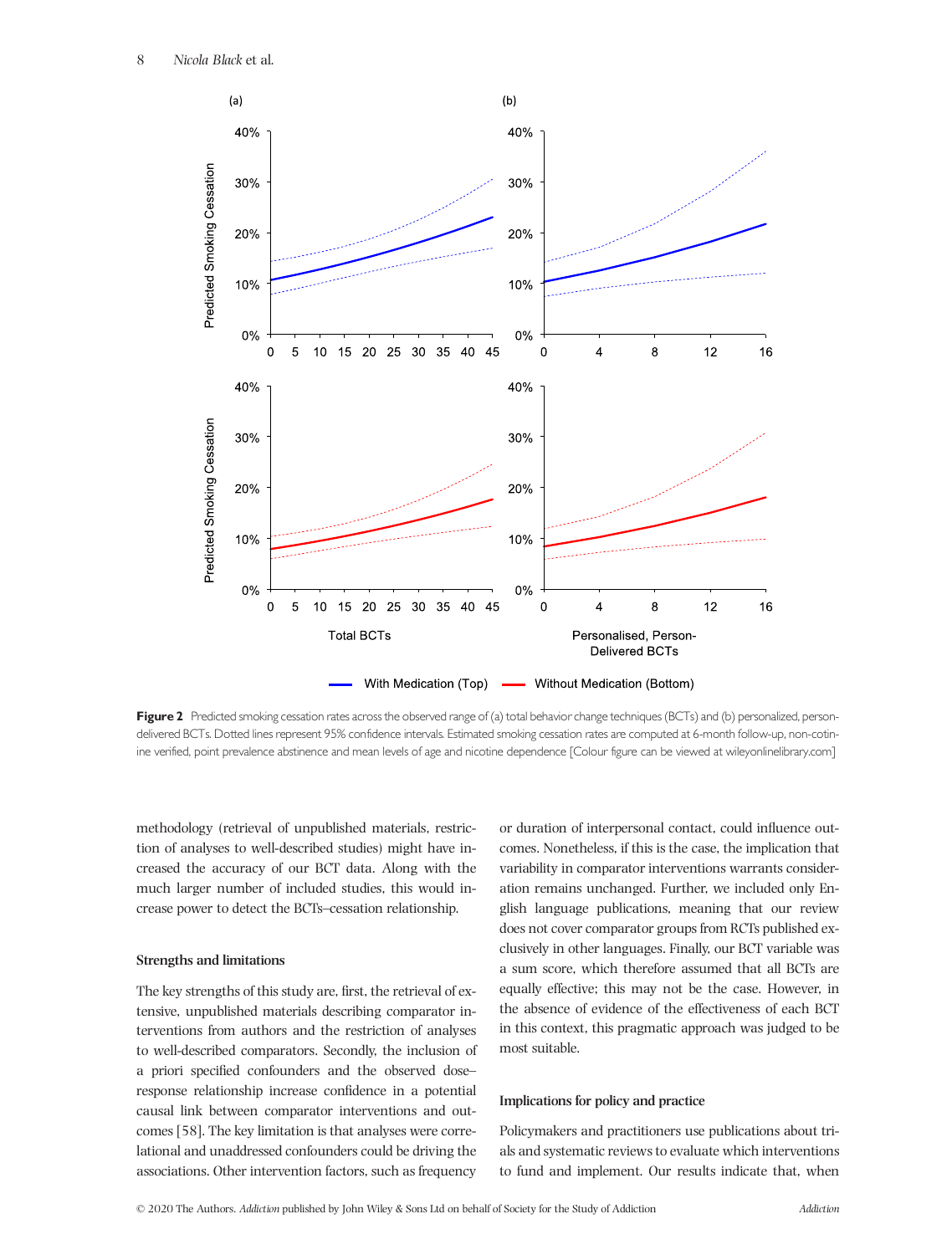**Figure 2** Predicted smoking cessation rates across the observed range of (a) total behavior change techniques (BCTs) and (b) personalized, person-delivered BCTs. Dotted lines represent 95% confidence intervals. Estimated smoking cessation rates are computed at 6-month follow-up, non-cotinine verified, point prevalence abstinence and mean levels of age and nicotine dependence [Colour figure can be viewed at wileyonlinelibrary.com]

methodology (retrieval of unpublished materials, restriction of analyses to well-described studies) might have increased the accuracy of our BCT data. Along with the much larger number of included studies, this would increase power to detect the BCTs–cessation relationship.

### Strengths and limitations

The key strengths of this study are, first, the retrieval of extensive, unpublished materials describing comparator interventions from authors and the restriction of analyses to well-described comparators. Secondly, the inclusion of a priori specified confounders and the observed dose–response relationship increase confidence in a potential causal link between comparator interventions and outcomes [58]. The key limitation is that analyses were correlational and unaddressed confounders could be driving the associations. Other intervention factors, such as frequency or duration of interpersonal contact, could influence outcomes. Nonetheless, if this is the case, the implication that variability in comparator interventions warrants consideration remains unchanged. Further, we included only English language publications, meaning that our review does not cover comparator groups from RCTs published exclusively in other languages. Finally, our BCT variable was a sum score, which therefore assumed that all BCTs are equally effective; this may not be the case. However, in the absence of evidence of the effectiveness of each BCT in this context, this pragmatic approach was judged to be most suitable.

### Implications for policy and practice

Policymakers and practitioners use publications about trials and systematic reviews to evaluate which interventions to fund and implement. Our results indicate that, when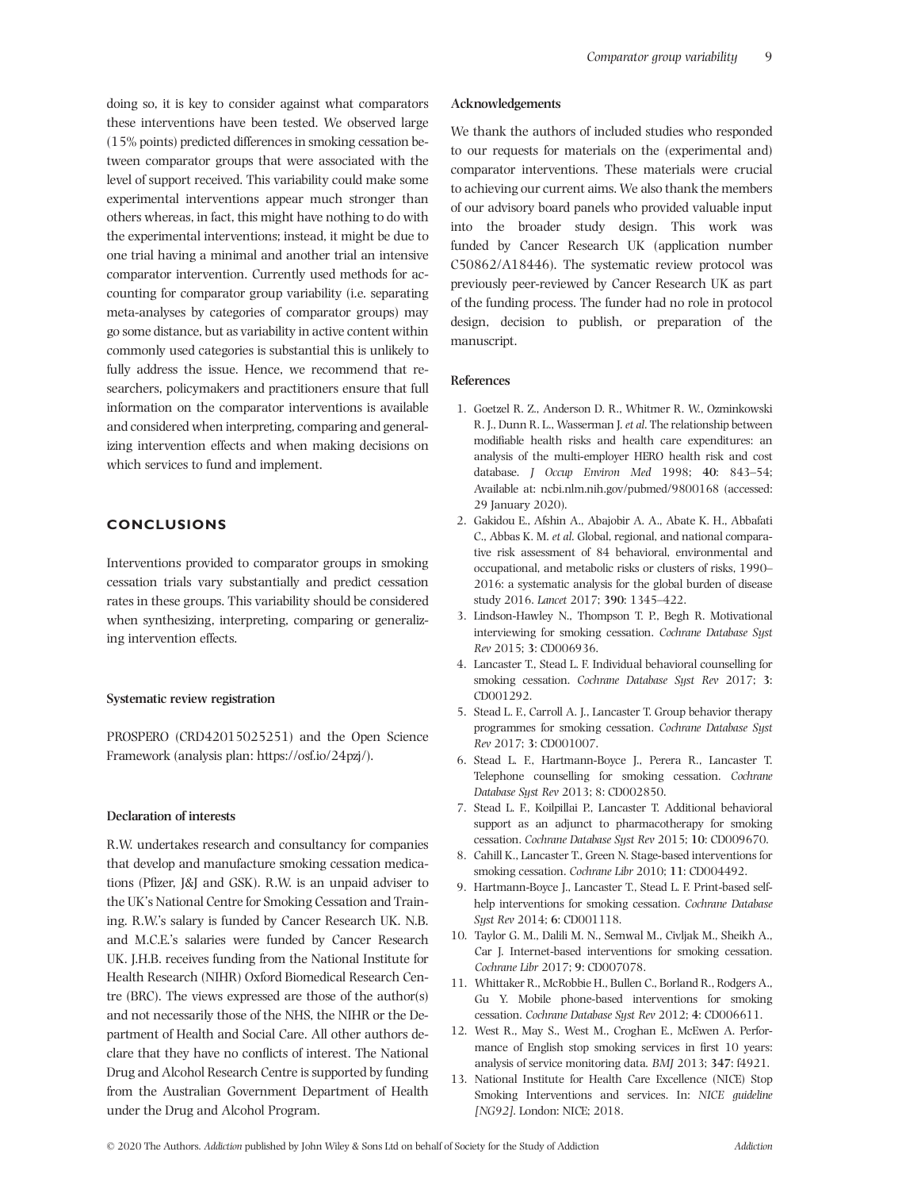doing so, it is key to consider against what comparators these interventions have been tested. We observed large (15% points) predicted differences in smoking cessation between comparator groups that were associated with the level of support received. This variability could make some experimental interventions appear much stronger than others whereas, in fact, this might have nothing to do with the experimental interventions; instead, it might be due to one trial having a minimal and another trial an intensive comparator intervention. Currently used methods for accounting for comparator group variability (i.e. separating meta-analyses by categories of comparator groups) may go some distance, but as variability in active content within commonly used categories is substantial this is unlikely to fully address the issue. Hence, we recommend that researchers, policymakers and practitioners ensure that full information on the comparator interventions is available and considered when interpreting, comparing and generalizing intervention effects and when making decisions on which services to fund and implement.

## CONCLUSIONS

Interventions provided to comparator groups in smoking cessation trials vary substantially and predict cessation rates in these groups. This variability should be considered when synthesizing, interpreting, comparing or generalizing intervention effects.

### Systematic review registration

PROSPERO (CRD42015025251) and the Open Science Framework (analysis plan: https://osf.io/24pzj/).

### Declaration of interests

R.W. undertakes research and consultancy for companies that develop and manufacture smoking cessation medications (Pfizer, J&J and GSK). R.W. is an unpaid adviser to the UK's National Centre for Smoking Cessation and Training. R.W.'s salary is funded by Cancer Research UK. N.B. and M.C.E.'s salaries were funded by Cancer Research UK. J.H.B. receives funding from the National Institute for Health Research (NIHR) Oxford Biomedical Research Centre (BRC). The views expressed are those of the author(s) and not necessarily those of the NHS, the NIHR or the Department of Health and Social Care. All other authors declare that they have no conflicts of interest. The National Drug and Alcohol Research Centre is supported by funding from the Australian Government Department of Health under the Drug and Alcohol Program.

### Acknowledgements

We thank the authors of included studies who responded to our requests for materials on the (experimental and) comparator interventions. These materials were crucial to achieving our current aims. We also thank the members of our advisory board panels who provided valuable input into the broader study design. This work was funded by Cancer Research UK (application number C50862/A18446). The systematic review protocol was previously peer-reviewed by Cancer Research UK as part of the funding process. The funder had no role in protocol design, decision to publish, or preparation of the manuscript.

### References

1. Goetzel R. Z., Anderson D. R., Whitmer R. W., Ozminkowski R. J., Dunn R. L., Wasserman J. *et al*. The relationship between modifiable health risks and health care expenditures: an analysis of the multi-employer HERO health risk and cost database. *J Occup Environ Med* 1998; **40**: 843–54; Available at: ncbi.nlm.nih.gov/pubmed/9800168 (accessed: 29 January 2020).
2. Gakidou E., Afshin A., Abajobir A. A., Abate K. H., Abbafati C., Abbas K. M. *et al*. Global, regional, and national comparative risk assessment of 84 behavioral, environmental and occupational, and metabolic risks or clusters of risks, 1990–2016: a systematic analysis for the global burden of disease study 2016. *Lancet* 2017; **390**: 1345–422.
3. Lindson-Hawley N., Thompson T. P., Begh R. Motivational interviewing for smoking cessation. *Cochrane Database Syst Rev* 2015; **3**: CD006936.
4. Lancaster T., Stead L. F. Individual behavioral counselling for smoking cessation. *Cochrane Database Syst Rev* 2017; **3**: CD001292.
5. Stead L. F., Carroll A. J., Lancaster T. Group behavior therapy programmes for smoking cessation. *Cochrane Database Syst Rev* 2017; **3**: CD001007.
6. Stead L. F., Hartmann-Boyce J., Perera R., Lancaster T. Telephone counselling for smoking cessation. *Cochrane Database Syst Rev* 2013; 8: CD002850.
7. Stead L. F., Koilpillai P., Lancaster T. Additional behavioral support as an adjunct to pharmacotherapy for smoking cessation. *Cochrane Database Syst Rev* 2015; **10**: CD009670.
8. Cahill K., Lancaster T., Green N. Stage-based interventions for smoking cessation. *Cochrane Libr* 2010; **11**: CD004492.
9. Hartmann-Boyce J., Lancaster T., Stead L. F. Print-based self-help interventions for smoking cessation. *Cochrane Database Syst Rev* 2014; **6**: CD001118.
10. Taylor G. M., Dalili M. N., Semwal M., Civljak M., Sheikh A., Car J. Internet-based interventions for smoking cessation. *Cochrane Libr* 2017; **9**: CD007078.
11. Whittaker R., McRobbie H., Bullen C., Borland R., Rodgers A., Gu Y. Mobile phone-based interventions for smoking cessation. *Cochrane Database Syst Rev* 2012; **4**: CD006611.
12. West R., May S., West M., Croghan E., McEwen A. Performance of English stop smoking services in first 10 years: analysis of service monitoring data. *BMJ* 2013; **347**: f4921.
13. National Institute for Health Care Excellence (NICE) Stop Smoking Interventions and services. In: *NICE guideline [NG92]*. London: NICE; 2018.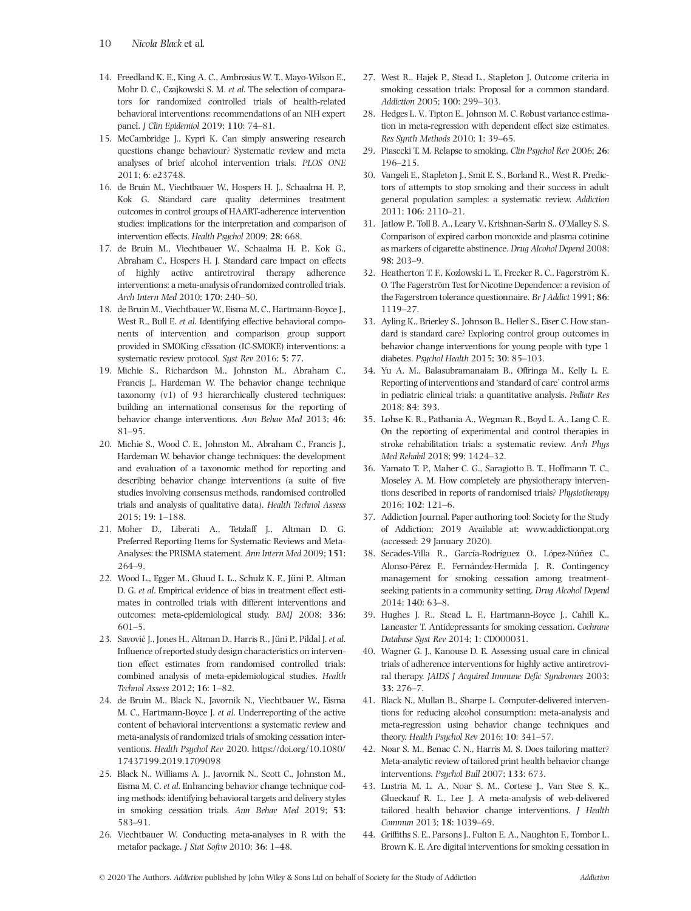14. Freedland K. E., King A. C., Ambrosius W. T., Mayo-Wilson E., Mohr D. C., Czajkowski S. M. *et al.* The selection of comparators for randomized controlled trials of health-related behavioral interventions: recommendations of an NIH expert panel. *J Clin Epidemiol* 2019; **110**: 74–81.
15. McCambridge J., Kypri K. Can simply answering research questions change behaviour? Systematic review and meta analyses of brief alcohol intervention trials. *PLOS ONE* 2011; **6**: e23748.
16. de Bruin M., Viechtbauer W., Hospers H. J., Schaalma H. P., Kok G. Standard care quality determines treatment outcomes in control groups of HAART-adherence intervention studies: implications for the interpretation and comparison of intervention effects. *Health Psychol* 2009; **28**: 668.
17. de Bruin M., Viechtbauer W., Schaalma H. P., Kok G., Abraham C., Hospers H. J. Standard care impact on effects of highly active antiretroviral therapy adherence interventions: a meta-analysis of randomized controlled trials. *Arch Intern Med* 2010; **170**: 240–50.
18. de Bruin M., Viechtbauer W., Eisma M. C., Hartmann-Boyce J., West R., Bull E. *et al.* Identifying effective behavioral components of intervention and comparison group support provided in SMOKing cEssation (IC-SMOKE) interventions: a systematic review protocol. *Syst Rev* 2016; **5**: 77.
19. Michie S., Richardson M., Johnston M., Abraham C., Francis J., Hardeman W. The behavior change technique taxonomy (v1) of 93 hierarchically clustered techniques: building an international consensus for the reporting of behavior change interventions. *Ann Behav Med* 2013; **46**: 81–95.
20. Michie S., Wood C. E., Johnston M., Abraham C., Francis J., Hardeman W. behavior change techniques: the development and evaluation of a taxonomic method for reporting and describing behavior change interventions (a suite of five studies involving consensus methods, randomised controlled trials and analysis of qualitative data). *Health Technol Assess* 2015; **19**: 1–188.
21. Moher D., Liberati A., Tetzlaff J., Altman D. G. Preferred Reporting Items for Systematic Reviews and Meta-Analyses: the PRISMA statement. *Ann Intern Med* 2009; **151**: 264–9.
22. Wood L., Egger M., Gluud L. L., Schulz K. F., Jüni P., Altman D. G. *et al.* Empirical evidence of bias in treatment effect estimates in controlled trials with different interventions and outcomes: meta-epidemiological study. *BMJ* 2008; **336**: 601–5.
23. Savović J., Jones H., Altman D., Harris R., Jüni P., Pildal J. *et al.* Influence of reported study design characteristics on intervention effect estimates from randomised controlled trials: combined analysis of meta-epidemiological studies. *Health Technol Assess* 2012; **16**: 1–82.
24. de Bruin M., Black N., Javornik N., Viechtbauer W., Eisma M. C., Hartmann-Boyce J. *et al.* Underreporting of the active content of behavioral interventions: a systematic review and meta-analysis of randomized trials of smoking cessation interventions. *Health Psychol Rev* 2020. https://doi.org/10.1080/17437199.2019.1709098
25. Black N., Williams A. J., Javornik N., Scott C., Johnston M., Eisma M. C. *et al.* Enhancing behavior change technique coding methods: identifying behavioral targets and delivery styles in smoking cessation trials. *Ann Behav Med* 2019; **53**: 583–91.
26. Viechtbauer W. Conducting meta-analyses in R with the metafor package. *J Stat Softw* 2010; **36**: 1–48.
27. West R., Hajek P., Stead L., Stapleton J. Outcome criteria in smoking cessation trials: Proposal for a common standard. *Addiction* 2005; **100**: 299–303.
28. Hedges L. V., Tipton E., Johnson M. C. Robust variance estimation in meta-regression with dependent effect size estimates. *Res Synth Methods* 2010; **1**: 39–65.
29. Piasecki T. M. Relapse to smoking. *Clin Psychol Rev* 2006; **26**: 196–215.
30. Vangeli E., Stapleton J., Smit E. S., Borland R., West R. Predictors of attempts to stop smoking and their success in adult general population samples: a systematic review. *Addiction* 2011; **106**: 2110–21.
31. Jatlow P., Toll B. A., Leary V., Krishnan-Sarin S., O'Malley S. S. Comparison of expired carbon monoxide and plasma cotinine as markers of cigarette abstinence. *Drug Alcohol Depend* 2008; **98**: 203–9.
32. Heatherton T. F., Kozlowski L. T., Frecker R. C., Fagerström K. O. The Fagerström Test for Nicotine Dependence: a revision of the Fagerstrom tolerance questionnaire. *Br J Addict* 1991; **86**: 1119–27.
33. Ayling K., Brierley S., Johnson B., Heller S., Eiser C. How standard is standard care? Exploring control group outcomes in behaviour change interventions for young people with type 1 diabetes. *Psychol Health* 2015; **30**: 85–103.
34. Yu A. M., Balasubramanaiam B., Offringa M., Kelly L. E. Reporting of interventions and 'standard of care' control arms in pediatric clinical trials: a quantitative analysis. *Pediatr Res* 2018; **84**: 393.
35. Lohse K. R., Pathania A., Wegman R., Boyd L. A., Lang C. E. On the reporting of experimental and control therapies in stroke rehabilitation trials: a systematic review. *Arch Phys Med Rehabil* 2018; **99**: 1424–32.
36. Yamato T. P., Maher C. G., Saragiotto B. T., Hoffmann T. C., Moseley A. M. How completely are physiotherapy interventions described in reports of randomised trials? *Physiotherapy* 2016; **102**: 121–6.
37. Addiction Journal. Paper authoring tool: Society for the Study of Addiction; 2019 Available at: www.addictionpat.org (accessed: 29 January 2020).
38. Secades-Villa R., García-Rodríguez O., López-Núñez C., Alonso-Pérez F., Fernández-Hermida J. R. Contingency management for smoking cessation among treatment-seeking patients in a community setting. *Drug Alcohol Depend* 2014; **140**: 63–8.
39. Hughes J. R., Stead L. F., Hartmann-Boyce J., Cahill K., Lancaster T. Antidepressants for smoking cessation. *Cochrane Database Syst Rev* 2014; **1**: CD000031.
40. Wagner G. J., Kanouse D. E. Assessing usual care in clinical trials of adherence interventions for highly active antiretroviral therapy. *JAIDS J Acquired Immune Defic Syndromes* 2003; **33**: 276–7.
41. Black N., Mullan B., Sharpe L. Computer-delivered interventions for reducing alcohol consumption: meta-analysis and meta-regression using behavior change techniques and theory. *Health Psychol Rev* 2016; **10**: 341–57.
42. Noar S. M., Benac C. N., Harris M. S. Does tailoring matter? Meta-analytic review of tailored print health behavior change interventions. *Psychol Bull* 2007; **133**: 673.
43. Lustria M. L. A., Noar S. M., Cortese J., Van Stee S. K., Glueckauf R. L., Lee J. A meta-analysis of web-delivered tailored health behavior change interventions. *J Health Commun* 2013; **18**: 1039–69.
44. Griffiths S. E., Parsons J., Fulton E. A., Naughton F., Tombor I., Brown K. E. Are digital interventions for smoking cessation in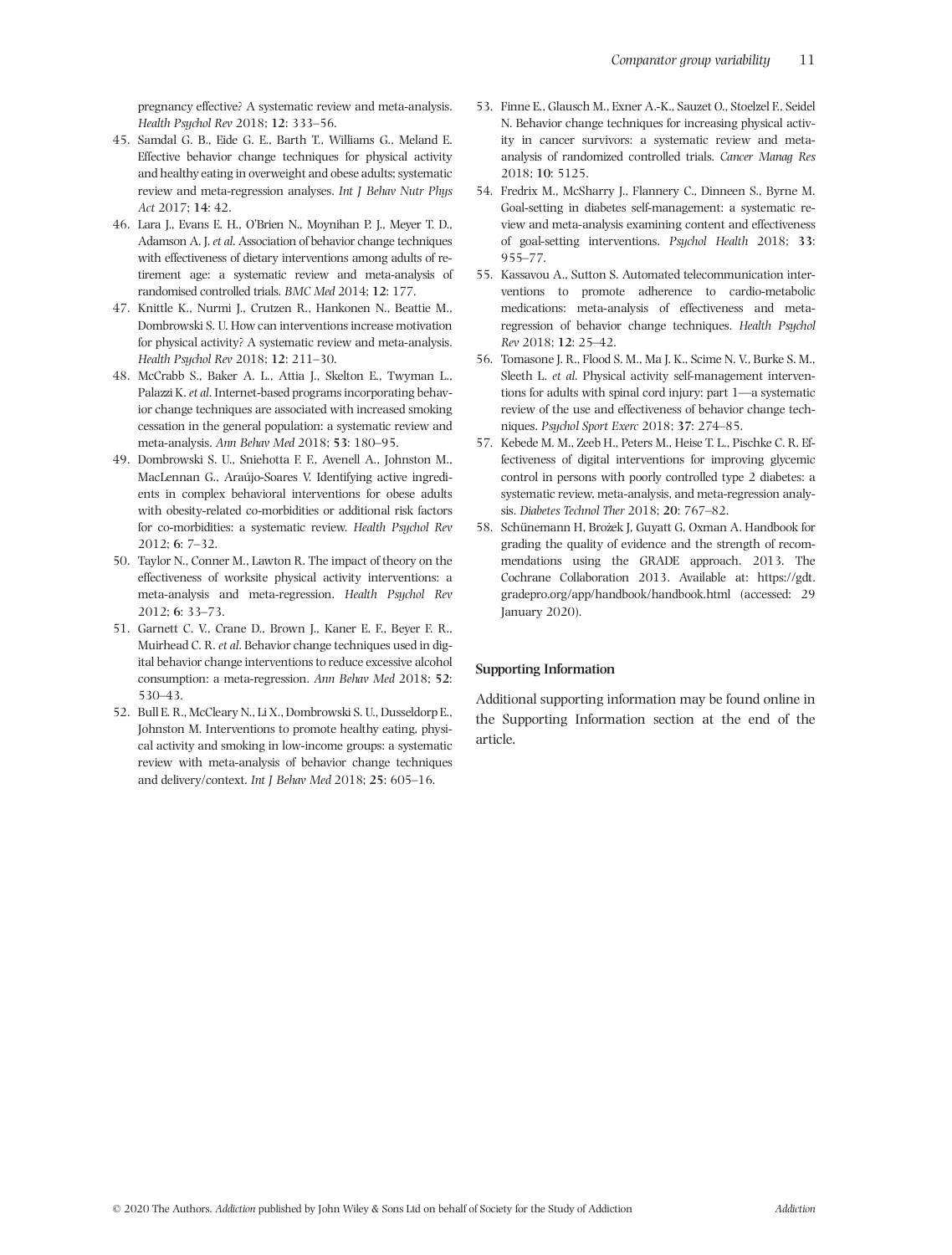pregnancy effective? A systematic review and meta-analysis. *Health Psychol Rev* 2018; **12**: 333–56.

45. Samdal G. B., Eide G. E., Barth T., Williams G., Meland E. Effective behavior change techniques for physical activity and healthy eating in overweight and obese adults; systematic review and meta-regression analyses. *Int J Behav Nutr Phys Act* 2017; **14**: 42.
46. Lara J., Evans E. H., O'Brien N., Moynihan P. J., Meyer T. D., Adamson A. J. *et al.* Association of behavior change techniques with effectiveness of dietary interventions among adults of retirement age: a systematic review and meta-analysis of randomised controlled trials. *BMC Med* 2014; **12**: 177.
47. Knittle K., Nurmi J., Crutzen R., Hankonen N., Beattie M., Dombrowski S. U. How can interventions increase motivation for physical activity? A systematic review and meta-analysis. *Health Psychol Rev* 2018; **12**: 211–30.
48. McCrabb S., Baker A. L., Attia J., Skelton E., Twyman L., Palazzi K. *et al.* Internet-based programs incorporating behavior change techniques are associated with increased smoking cessation in the general population: a systematic review and meta-analysis. *Ann Behav Med* 2018; **53**: 180–95.
49. Dombrowski S. U., Sniehotta F. F., Avenell A., Johnston M., MacLennan G., Araújo-Soares V. Identifying active ingredients in complex behavioral interventions for obese adults with obesity-related co-morbidities or additional risk factors for co-morbidities: a systematic review. *Health Psychol Rev* 2012; **6**: 7–32.
50. Taylor N., Conner M., Lawton R. The impact of theory on the effectiveness of worksite physical activity interventions: a meta-analysis and meta-regression. *Health Psychol Rev* 2012; **6**: 33–73.
51. Garnett C. V., Crane D., Brown J., Kaner E. F., Beyer F. R., Muirhead C. R. *et al.* Behavior change techniques used in digital behavior change interventions to reduce excessive alcohol consumption: a meta-regression. *Ann Behav Med* 2018; **52**: 530–43.
52. Bull E. R., McCleary N., Li X., Dombrowski S. U., Dusseldorp E., Johnston M. Interventions to promote healthy eating, physical activity and smoking in low-income groups: a systematic review with meta-analysis of behavior change techniques and delivery/context. *Int J Behav Med* 2018; **25**: 605–16.
53. Finne E., Glausch M., Exner A.-K., Sauzet O., Stoelzel F., Seidel N. Behavior change techniques for increasing physical activity in cancer survivors: a systematic review and meta-analysis of randomized controlled trials. *Cancer Manag Res* 2018; **10**: 5125.
54. Fredrix M., McSharry J., Flannery C., Dinneen S., Byrne M. Goal-setting in diabetes self-management: a systematic review and meta-analysis examining content and effectiveness of goal-setting interventions. *Psychol Health* 2018; **33**: 955–77.
55. Kassavou A., Sutton S. Automated telecommunication interventions to promote adherence to cardio-metabolic medications: meta-analysis of effectiveness and meta-regression of behavior change techniques. *Health Psychol Rev* 2018; **12**: 25–42.
56. Tomasone J. R., Flood S. M., Ma J. K., Scime N. V., Burke S. M., Sleeth L. *et al.* Physical activity self-management interventions for adults with spinal cord injury: part 1—a systematic review of the use and effectiveness of behavior change techniques. *Psychol Sport Exerc* 2018; **37**: 274–85.
57. Kebede M. M., Zeeb H., Peters M., Heise T. L., Pischke C. R. Effectiveness of digital interventions for improving glycemic control in persons with poorly controlled type 2 diabetes: a systematic review, meta-analysis, and meta-regression analysis. *Diabetes Technol Ther* 2018; **20**: 767–82.
58. Schünemann H, Brożek J, Guyatt G, Oxman A. Handbook for grading the quality of evidence and the strength of recommendations using the GRADE approach. 2013. The Cochrane Collaboration 2013. Available at: https://gdt.gradepro.org/app/handbook/handbook.html (accessed: 29 January 2020).

## Supporting Information

Additional supporting information may be found online in the Supporting Information section at the end of the article.